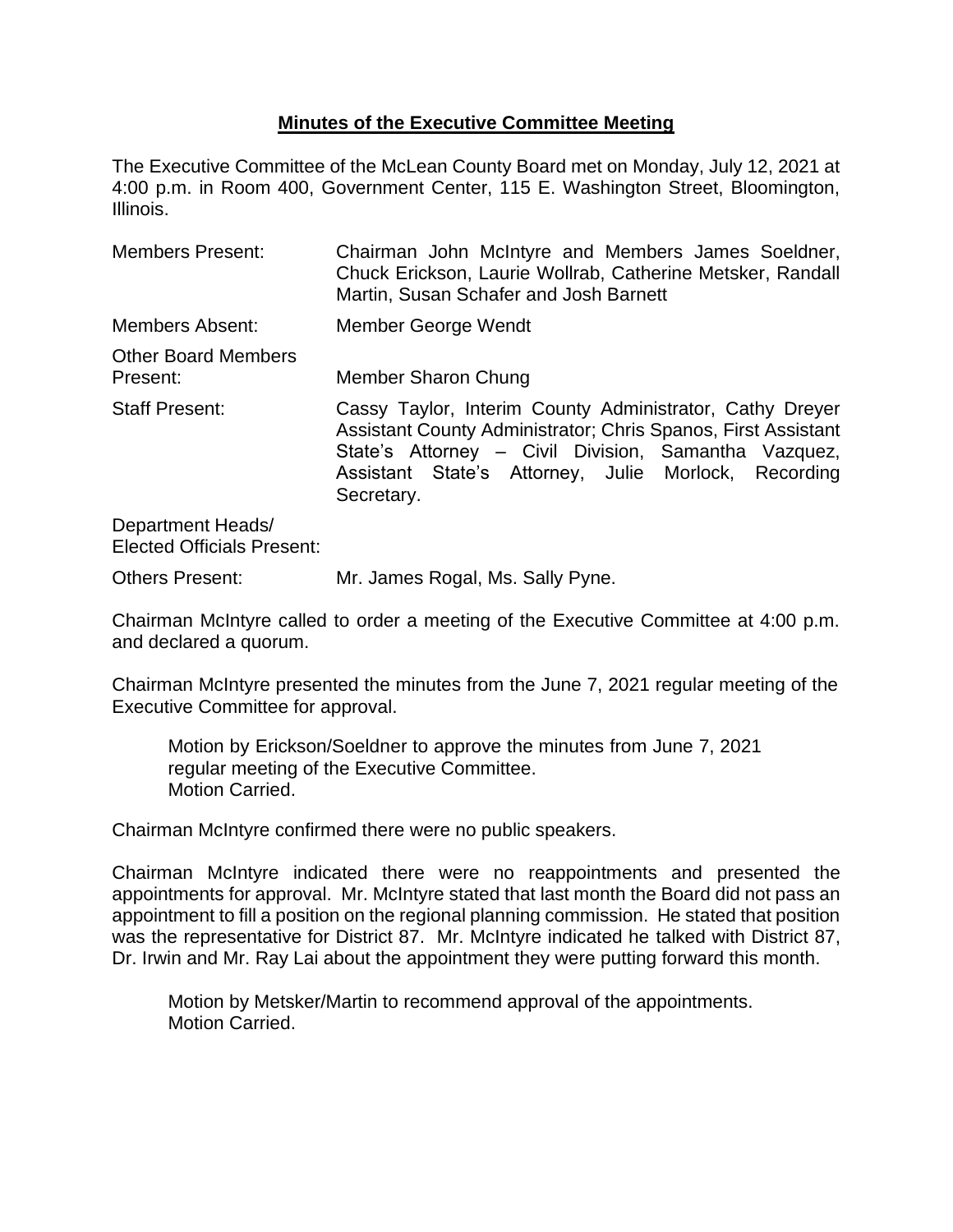# **Minutes of the Executive Committee Meeting**

The Executive Committee of the McLean County Board met on Monday, July 12, 2021 at 4:00 p.m. in Room 400, Government Center, 115 E. Washington Street, Bloomington, Illinois.

| | |
|---|---|
| Members Present: | Chairman John McIntyre and Members James Soeldner, Chuck Erickson, Laurie Wollrab, Catherine Metsker, Randall Martin, Susan Schafer and Josh Barnett |
| Members Absent: | Member George Wendt |
| Other Board Members Present: | Member Sharon Chung |
| Staff Present: | Cassy Taylor, Interim County Administrator, Cathy Dreyer Assistant County Administrator; Chris Spanos, First Assistant State's Attorney – Civil Division, Samantha Vazquez, Assistant State's Attorney, Julie Morlock, Recording Secretary. |
| Department Heads/ Elected Officials Present: | |
| Others Present: | Mr. James Rogal, Ms. Sally Pyne. |

Chairman McIntyre called to order a meeting of the Executive Committee at 4:00 p.m. and declared a quorum.

Chairman McIntyre presented the minutes from the June 7, 2021 regular meeting of the Executive Committee for approval.

> Motion by Erickson/Soeldner to approve the minutes from June 7, 2021 regular meeting of the Executive Committee.
> Motion Carried.

Chairman McIntyre confirmed there were no public speakers.

Chairman McIntyre indicated there were no reappointments and presented the appointments for approval. Mr. McIntyre stated that last month the Board did not pass an appointment to fill a position on the regional planning commission. He stated that position was the representative for District 87. Mr. McIntyre indicated he talked with District 87, Dr. Irwin and Mr. Ray Lai about the appointment they were putting forward this month.

> Motion by Metsker/Martin to recommend approval of the appointments.
> Motion Carried.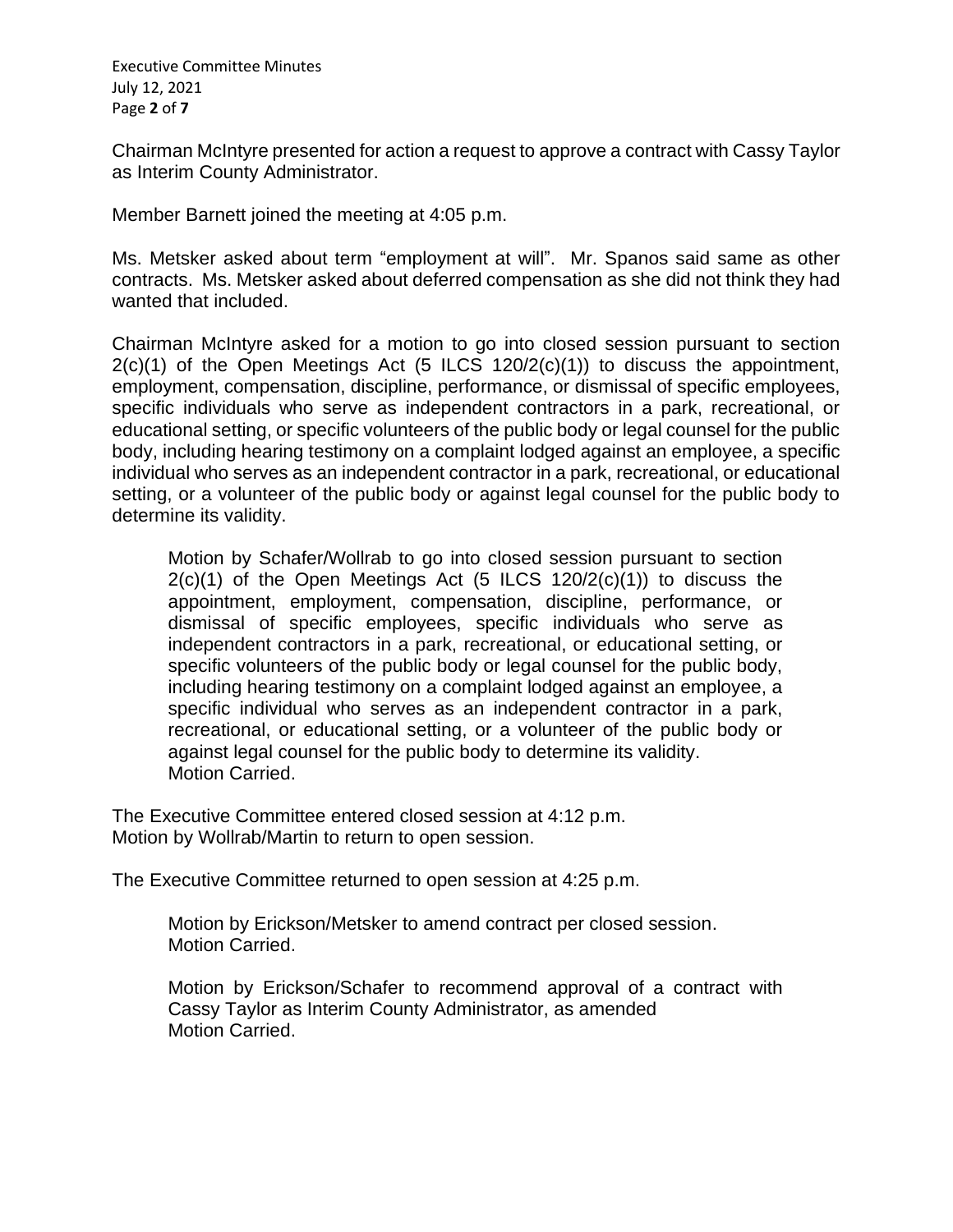Chairman McIntyre presented for action a request to approve a contract with Cassy Taylor as Interim County Administrator.

Member Barnett joined the meeting at 4:05 p.m.

Ms. Metsker asked about term "employment at will". Mr. Spanos said same as other contracts. Ms. Metsker asked about deferred compensation as she did not think they had wanted that included.

Chairman McIntyre asked for a motion to go into closed session pursuant to section 2(c)(1) of the Open Meetings Act (5 ILCS 120/2(c)(1)) to discuss the appointment, employment, compensation, discipline, performance, or dismissal of specific employees, specific individuals who serve as independent contractors in a park, recreational, or educational setting, or specific volunteers of the public body or legal counsel for the public body, including hearing testimony on a complaint lodged against an employee, a specific individual who serves as an independent contractor in a park, recreational, or educational setting, or a volunteer of the public body or against legal counsel for the public body to determine its validity.

> Motion by Schafer/Wollrab to go into closed session pursuant to section 2(c)(1) of the Open Meetings Act (5 ILCS 120/2(c)(1)) to discuss the appointment, employment, compensation, discipline, performance, or dismissal of specific employees, specific individuals who serve as independent contractors in a park, recreational, or educational setting, or specific volunteers of the public body or legal counsel for the public body, including hearing testimony on a complaint lodged against an employee, a specific individual who serves as an independent contractor in a park, recreational, or educational setting, or a volunteer of the public body or against legal counsel for the public body to determine its validity.
> Motion Carried.

The Executive Committee entered closed session at 4:12 p.m.
Motion by Wollrab/Martin to return to open session.

The Executive Committee returned to open session at 4:25 p.m.

> Motion by Erickson/Metsker to amend contract per closed session.
> Motion Carried.

> Motion by Erickson/Schafer to recommend approval of a contract with Cassy Taylor as Interim County Administrator, as amended
> Motion Carried.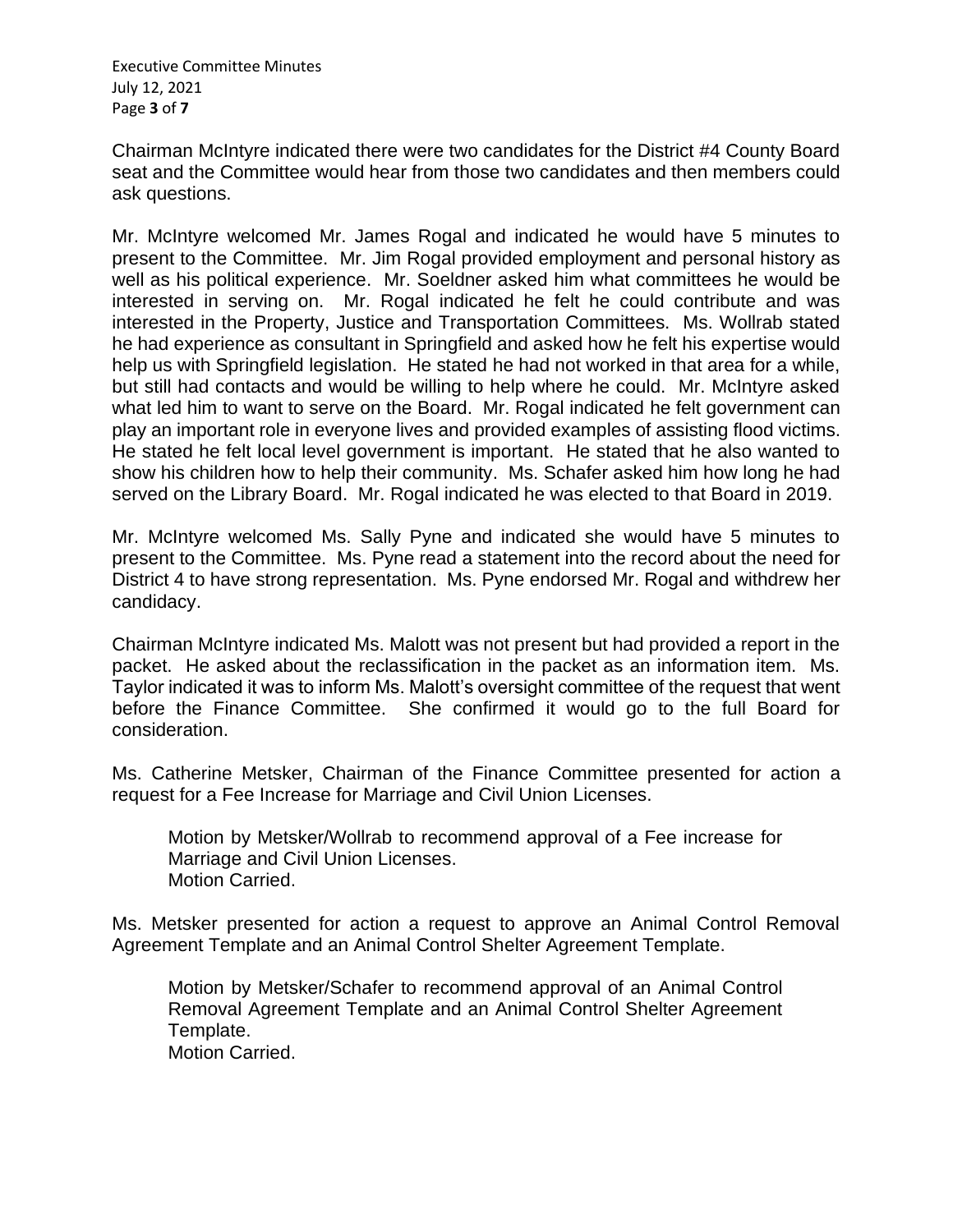Chairman McIntyre indicated there were two candidates for the District #4 County Board seat and the Committee would hear from those two candidates and then members could ask questions.

Mr. McIntyre welcomed Mr. James Rogal and indicated he would have 5 minutes to present to the Committee. Mr. Jim Rogal provided employment and personal history as well as his political experience. Mr. Soeldner asked him what committees he would be interested in serving on. Mr. Rogal indicated he felt he could contribute and was interested in the Property, Justice and Transportation Committees. Ms. Wollrab stated he had experience as consultant in Springfield and asked how he felt his expertise would help us with Springfield legislation. He stated he had not worked in that area for a while, but still had contacts and would be willing to help where he could. Mr. McIntyre asked what led him to want to serve on the Board. Mr. Rogal indicated he felt government can play an important role in everyone lives and provided examples of assisting flood victims. He stated he felt local level government is important. He stated that he also wanted to show his children how to help their community. Ms. Schafer asked him how long he had served on the Library Board. Mr. Rogal indicated he was elected to that Board in 2019.

Mr. McIntyre welcomed Ms. Sally Pyne and indicated she would have 5 minutes to present to the Committee. Ms. Pyne read a statement into the record about the need for District 4 to have strong representation. Ms. Pyne endorsed Mr. Rogal and withdrew her candidacy.

Chairman McIntyre indicated Ms. Malott was not present but had provided a report in the packet. He asked about the reclassification in the packet as an information item. Ms. Taylor indicated it was to inform Ms. Malott's oversight committee of the request that went before the Finance Committee. She confirmed it would go to the full Board for consideration.

Ms. Catherine Metsker, Chairman of the Finance Committee presented for action a request for a Fee Increase for Marriage and Civil Union Licenses.

> Motion by Metsker/Wollrab to recommend approval of a Fee increase for Marriage and Civil Union Licenses.
> Motion Carried.

Ms. Metsker presented for action a request to approve an Animal Control Removal Agreement Template and an Animal Control Shelter Agreement Template.

> Motion by Metsker/Schafer to recommend approval of an Animal Control Removal Agreement Template and an Animal Control Shelter Agreement Template.
> Motion Carried.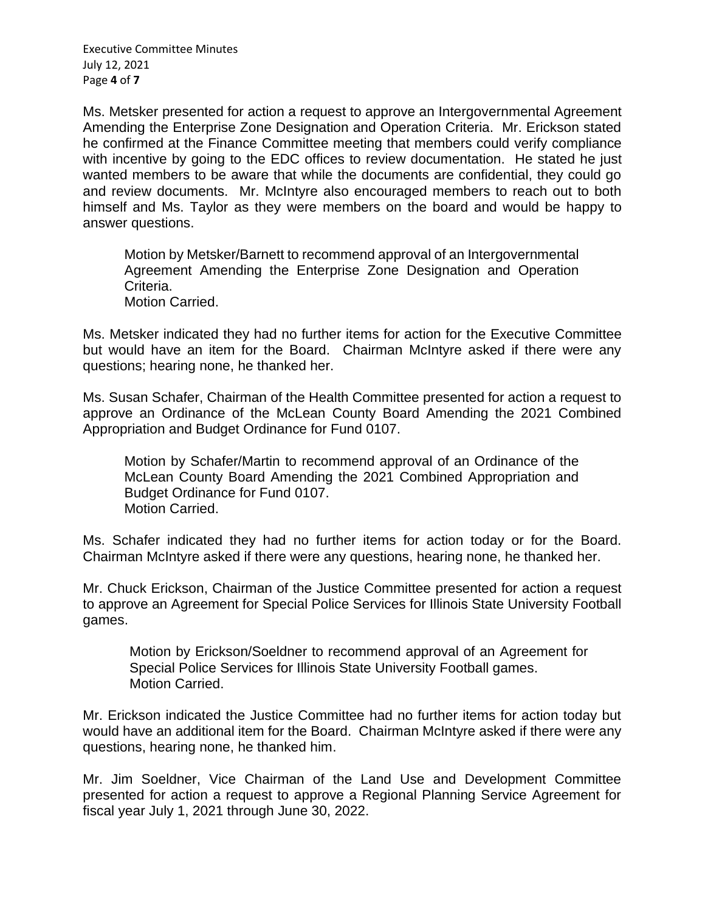Ms. Metsker presented for action a request to approve an Intergovernmental Agreement Amending the Enterprise Zone Designation and Operation Criteria. Mr. Erickson stated he confirmed at the Finance Committee meeting that members could verify compliance with incentive by going to the EDC offices to review documentation. He stated he just wanted members to be aware that while the documents are confidential, they could go and review documents. Mr. McIntyre also encouraged members to reach out to both himself and Ms. Taylor as they were members on the board and would be happy to answer questions.

> Motion by Metsker/Barnett to recommend approval of an Intergovernmental Agreement Amending the Enterprise Zone Designation and Operation Criteria.
> Motion Carried.

Ms. Metsker indicated they had no further items for action for the Executive Committee but would have an item for the Board. Chairman McIntyre asked if there were any questions; hearing none, he thanked her.

Ms. Susan Schafer, Chairman of the Health Committee presented for action a request to approve an Ordinance of the McLean County Board Amending the 2021 Combined Appropriation and Budget Ordinance for Fund 0107.

> Motion by Schafer/Martin to recommend approval of an Ordinance of the McLean County Board Amending the 2021 Combined Appropriation and Budget Ordinance for Fund 0107.
> Motion Carried.

Ms. Schafer indicated they had no further items for action today or for the Board. Chairman McIntyre asked if there were any questions, hearing none, he thanked her.

Mr. Chuck Erickson, Chairman of the Justice Committee presented for action a request to approve an Agreement for Special Police Services for Illinois State University Football games.

> Motion by Erickson/Soeldner to recommend approval of an Agreement for Special Police Services for Illinois State University Football games.
> Motion Carried.

Mr. Erickson indicated the Justice Committee had no further items for action today but would have an additional item for the Board. Chairman McIntyre asked if there were any questions, hearing none, he thanked him.

Mr. Jim Soeldner, Vice Chairman of the Land Use and Development Committee presented for action a request to approve a Regional Planning Service Agreement for fiscal year July 1, 2021 through June 30, 2022.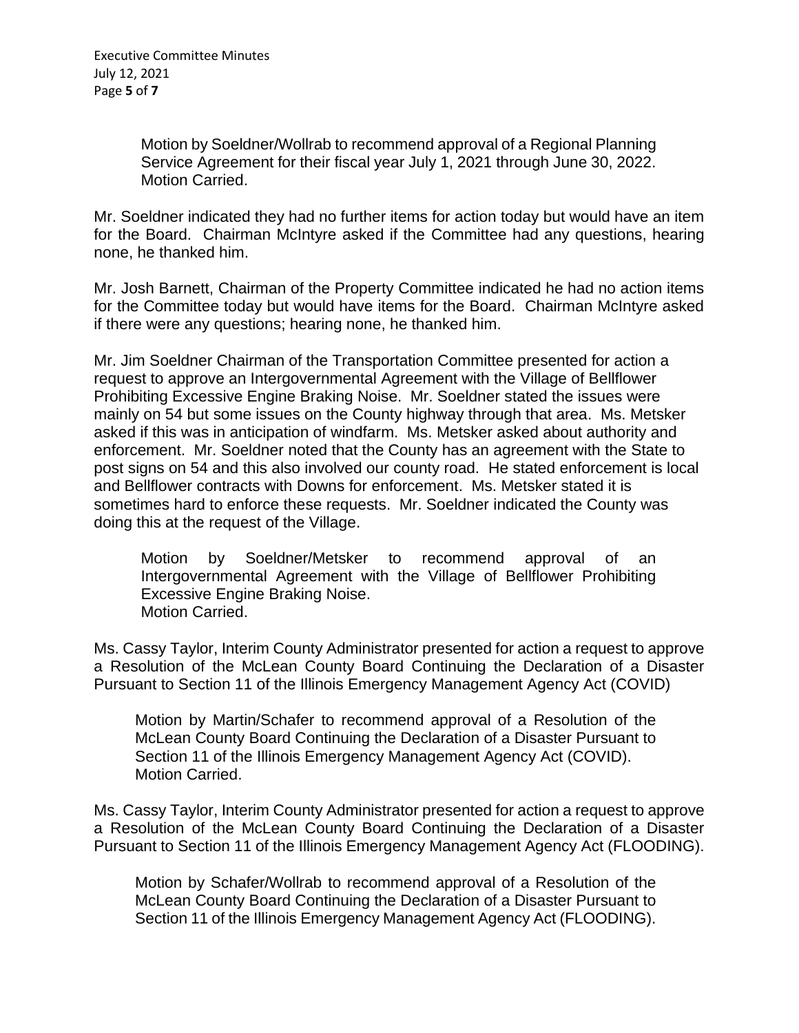Motion by Soeldner/Wollrab to recommend approval of a Regional Planning Service Agreement for their fiscal year July 1, 2021 through June 30, 2022.
Motion Carried.

Mr. Soeldner indicated they had no further items for action today but would have an item for the Board. Chairman McIntyre asked if the Committee had any questions, hearing none, he thanked him.

Mr. Josh Barnett, Chairman of the Property Committee indicated he had no action items for the Committee today but would have items for the Board. Chairman McIntyre asked if there were any questions; hearing none, he thanked him.

Mr. Jim Soeldner Chairman of the Transportation Committee presented for action a request to approve an Intergovernmental Agreement with the Village of Bellflower Prohibiting Excessive Engine Braking Noise. Mr. Soeldner stated the issues were mainly on 54 but some issues on the County highway through that area. Ms. Metsker asked if this was in anticipation of windfarm. Ms. Metsker asked about authority and enforcement. Mr. Soeldner noted that the County has an agreement with the State to post signs on 54 and this also involved our county road. He stated enforcement is local and Bellflower contracts with Downs for enforcement. Ms. Metsker stated it is sometimes hard to enforce these requests. Mr. Soeldner indicated the County was doing this at the request of the Village.

Motion by Soeldner/Metsker to recommend approval of an Intergovernmental Agreement with the Village of Bellflower Prohibiting Excessive Engine Braking Noise.
Motion Carried.

Ms. Cassy Taylor, Interim County Administrator presented for action a request to approve a Resolution of the McLean County Board Continuing the Declaration of a Disaster Pursuant to Section 11 of the Illinois Emergency Management Agency Act (COVID)

Motion by Martin/Schafer to recommend approval of a Resolution of the McLean County Board Continuing the Declaration of a Disaster Pursuant to Section 11 of the Illinois Emergency Management Agency Act (COVID).
Motion Carried.

Ms. Cassy Taylor, Interim County Administrator presented for action a request to approve a Resolution of the McLean County Board Continuing the Declaration of a Disaster Pursuant to Section 11 of the Illinois Emergency Management Agency Act (FLOODING).

Motion by Schafer/Wollrab to recommend approval of a Resolution of the McLean County Board Continuing the Declaration of a Disaster Pursuant to Section 11 of the Illinois Emergency Management Agency Act (FLOODING).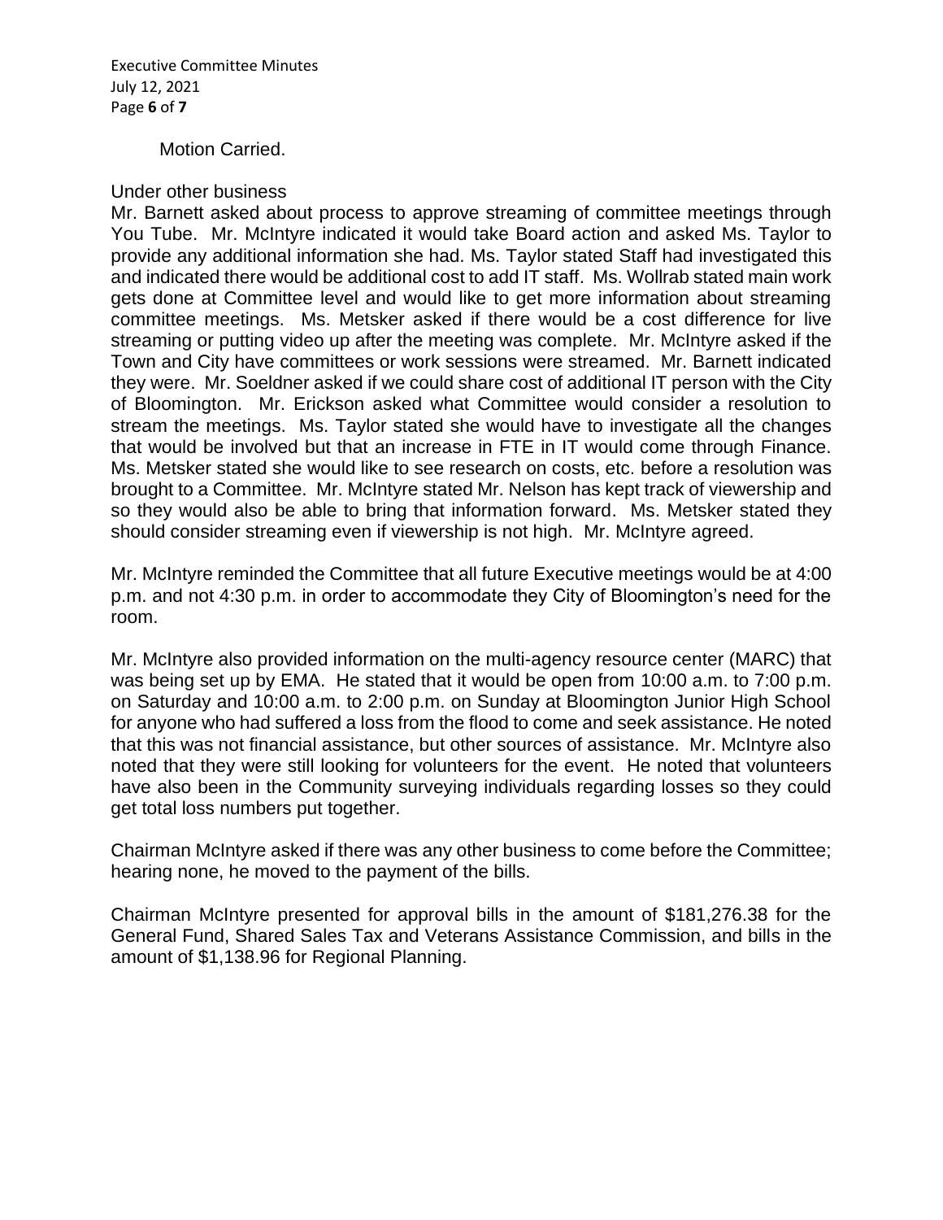Motion Carried.

Under other business

Mr. Barnett asked about process to approve streaming of committee meetings through You Tube. Mr. McIntyre indicated it would take Board action and asked Ms. Taylor to provide any additional information she had. Ms. Taylor stated Staff had investigated this and indicated there would be additional cost to add IT staff. Ms. Wollrab stated main work gets done at Committee level and would like to get more information about streaming committee meetings. Ms. Metsker asked if there would be a cost difference for live streaming or putting video up after the meeting was complete. Mr. McIntyre asked if the Town and City have committees or work sessions were streamed. Mr. Barnett indicated they were. Mr. Soeldner asked if we could share cost of additional IT person with the City of Bloomington. Mr. Erickson asked what Committee would consider a resolution to stream the meetings. Ms. Taylor stated she would have to investigate all the changes that would be involved but that an increase in FTE in IT would come through Finance. Ms. Metsker stated she would like to see research on costs, etc. before a resolution was brought to a Committee. Mr. McIntyre stated Mr. Nelson has kept track of viewership and so they would also be able to bring that information forward. Ms. Metsker stated they should consider streaming even if viewership is not high. Mr. McIntyre agreed.

Mr. McIntyre reminded the Committee that all future Executive meetings would be at 4:00 p.m. and not 4:30 p.m. in order to accommodate they City of Bloomington's need for the room.

Mr. McIntyre also provided information on the multi-agency resource center (MARC) that was being set up by EMA. He stated that it would be open from 10:00 a.m. to 7:00 p.m. on Saturday and 10:00 a.m. to 2:00 p.m. on Sunday at Bloomington Junior High School for anyone who had suffered a loss from the flood to come and seek assistance. He noted that this was not financial assistance, but other sources of assistance. Mr. McIntyre also noted that they were still looking for volunteers for the event. He noted that volunteers have also been in the Community surveying individuals regarding losses so they could get total loss numbers put together.

Chairman McIntyre asked if there was any other business to come before the Committee; hearing none, he moved to the payment of the bills.

Chairman McIntyre presented for approval bills in the amount of $181,276.38 for the General Fund, Shared Sales Tax and Veterans Assistance Commission, and bills in the amount of $1,138.96 for Regional Planning.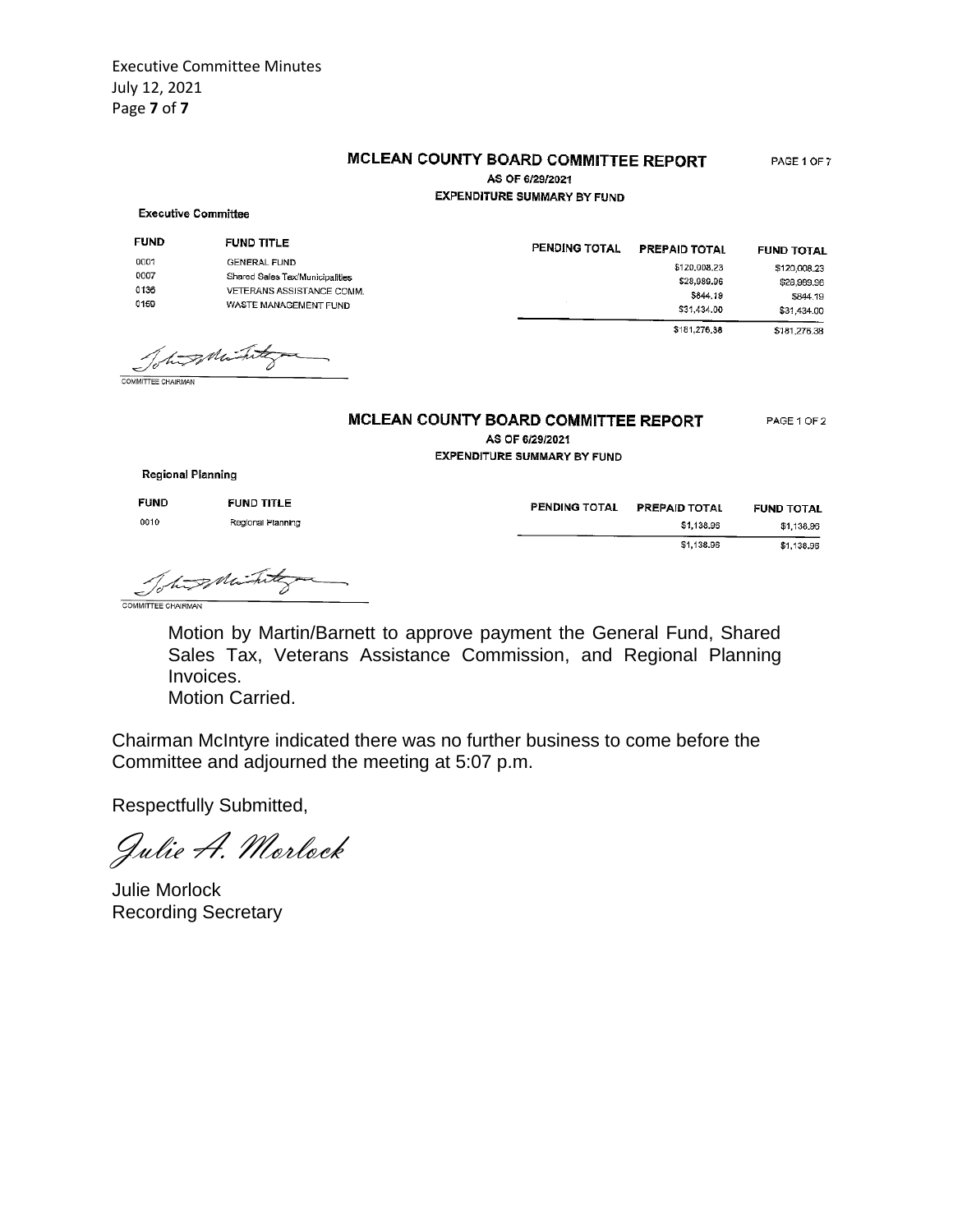**MCLEAN COUNTY BOARD COMMITTEE REPORT**

AS OF 6/29/2021

**EXPENDITURE SUMMARY BY FUND**

**Executive Committee**

| FUND | FUND TITLE | PENDING TOTAL | PREPAID TOTAL | FUND TOTAL |
|---|---|---|---|---|
| 0001 | GENERAL FUND | | $120,008.23 | $120,008.23 |
| 0007 | Shared Sales Tax/Municipalities | | $28,989.96 | $28,989.96 |
| 0136 | VETERANS ASSISTANCE COMM. | | $844.19 | $844.19 |
| 0159 | WASTE MANAGEMENT FUND | | $31,434.00 | $31,434.00 |
| | | | $181,276.38 | $181,276.38 |

COMMITTEE CHAIRMAN

**MCLEAN COUNTY BOARD COMMITTEE REPORT**

AS OF 6/29/2021

**EXPENDITURE SUMMARY BY FUND**

**Regional Planning**

| FUND | FUND TITLE | PENDING TOTAL | PREPAID TOTAL | FUND TOTAL |
|---|---|---|---|---|
| 0010 | Regional Planning | | $1,138.96 | $1,138.96 |
| | | | $1,138.96 | $1,138.96 |

COMMITTEE CHAIRMAN

Motion by Martin/Barnett to approve payment the General Fund, Shared Sales Tax, Veterans Assistance Commission, and Regional Planning Invoices.
Motion Carried.

Chairman McIntyre indicated there was no further business to come before the Committee and adjourned the meeting at 5:07 p.m.

Respectfully Submitted,

*Julie A. Morlock*

Julie Morlock
Recording Secretary